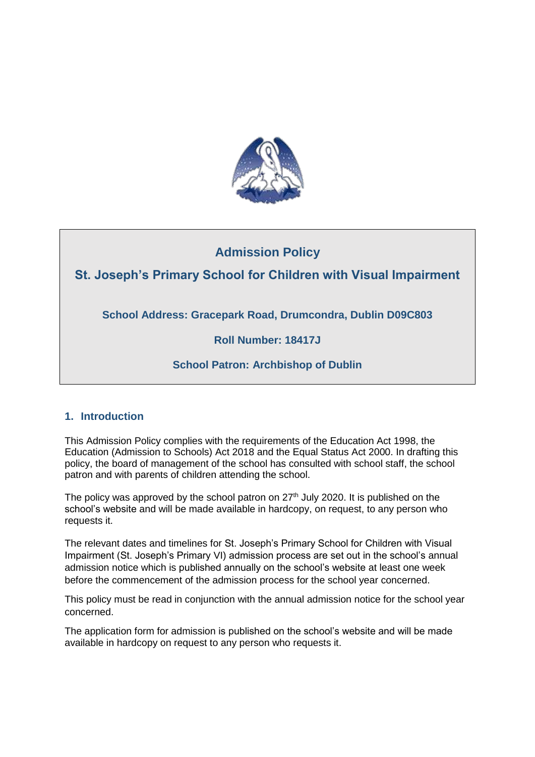# Admission Policy

## St. Joseph's Primary School for Children with Visual Impairment

**School Address: Gracepark Road, Drumcondra, Dublin D09C803**

**Roll Number: 18417J**

**School Patron: Archbishop of Dublin**

## 1. Introduction

This Admission Policy complies with the requirements of the Education Act 1998, the Education (Admission to Schools) Act 2018 and the Equal Status Act 2000. In drafting this policy, the board of management of the school has consulted with school staff, the school patron and with parents of children attending the school.

The policy was approved by the school patron on 27th July 2020. It is published on the school's website and will be made available in hardcopy, on request, to any person who requests it.

The relevant dates and timelines for St. Joseph's Primary School for Children with Visual Impairment (St. Joseph's Primary VI) admission process are set out in the school's annual admission notice which is published annually on the school's website at least one week before the commencement of the admission process for the school year concerned.

This policy must be read in conjunction with the annual admission notice for the school year concerned.

The application form for admission is published on the school's website and will be made available in hardcopy on request to any person who requests it.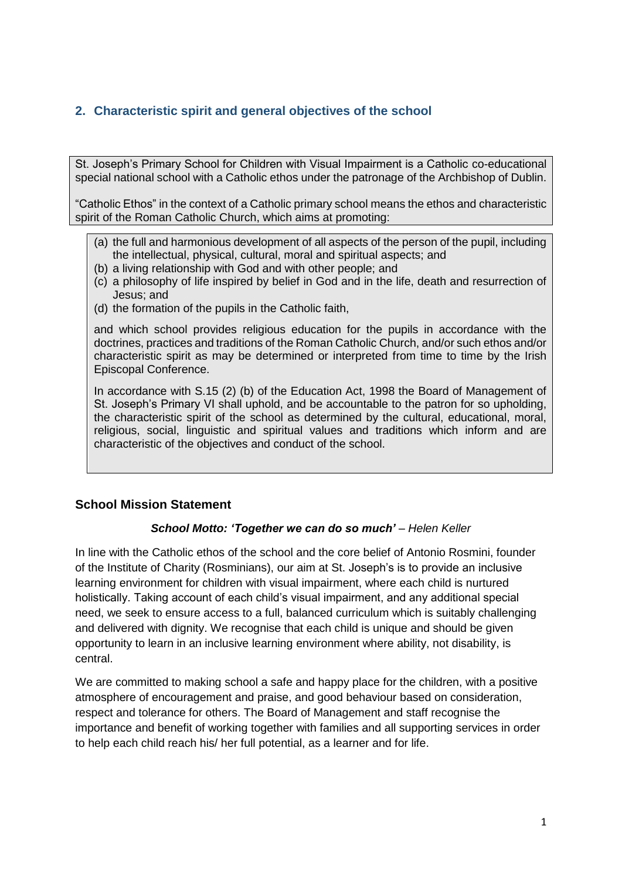## 2. Characteristic spirit and general objectives of the school

St. Joseph's Primary School for Children with Visual Impairment is a Catholic co-educational special national school with a Catholic ethos under the patronage of the Archbishop of Dublin.

"Catholic Ethos" in the context of a Catholic primary school means the ethos and characteristic spirit of the Roman Catholic Church, which aims at promoting:

(a) the full and harmonious development of all aspects of the person of the pupil, including the intellectual, physical, cultural, moral and spiritual aspects; and
(b) a living relationship with God and with other people; and
(c) a philosophy of life inspired by belief in God and in the life, death and resurrection of Jesus; and
(d) the formation of the pupils in the Catholic faith,

and which school provides religious education for the pupils in accordance with the doctrines, practices and traditions of the Roman Catholic Church, and/or such ethos and/or characteristic spirit as may be determined or interpreted from time to time by the Irish Episcopal Conference.

In accordance with S.15 (2) (b) of the Education Act, 1998 the Board of Management of St. Joseph's Primary VI shall uphold, and be accountable to the patron for so upholding, the characteristic spirit of the school as determined by the cultural, educational, moral, religious, social, linguistic and spiritual values and traditions which inform and are characteristic of the objectives and conduct of the school.

### School Mission Statement

***School Motto: 'Together we can do so much'*** *– Helen Keller*

In line with the Catholic ethos of the school and the core belief of Antonio Rosmini, founder of the Institute of Charity (Rosminians), our aim at St. Joseph's is to provide an inclusive learning environment for children with visual impairment, where each child is nurtured holistically. Taking account of each child's visual impairment, and any additional special need, we seek to ensure access to a full, balanced curriculum which is suitably challenging and delivered with dignity. We recognise that each child is unique and should be given opportunity to learn in an inclusive learning environment where ability, not disability, is central.

We are committed to making school a safe and happy place for the children, with a positive atmosphere of encouragement and praise, and good behaviour based on consideration, respect and tolerance for others. The Board of Management and staff recognise the importance and benefit of working together with families and all supporting services in order to help each child reach his/ her full potential, as a learner and for life.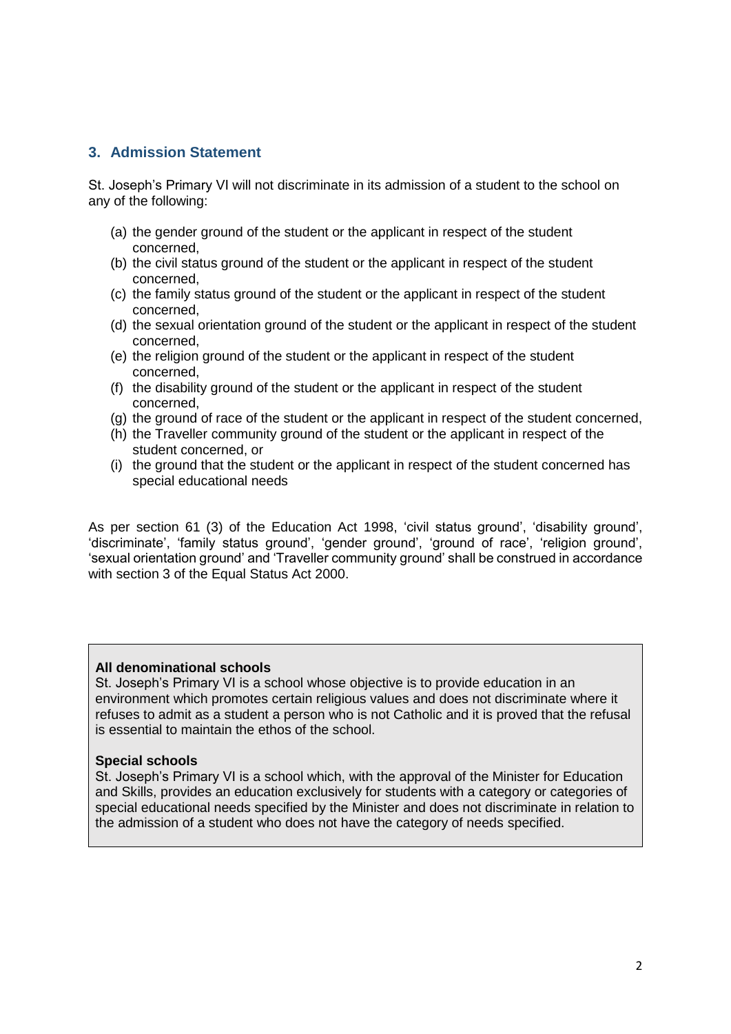## 3. Admission Statement

St. Joseph's Primary VI will not discriminate in its admission of a student to the school on any of the following:

(a) the gender ground of the student or the applicant in respect of the student concerned,
(b) the civil status ground of the student or the applicant in respect of the student concerned,
(c) the family status ground of the student or the applicant in respect of the student concerned,
(d) the sexual orientation ground of the student or the applicant in respect of the student concerned,
(e) the religion ground of the student or the applicant in respect of the student concerned,
(f) the disability ground of the student or the applicant in respect of the student concerned,
(g) the ground of race of the student or the applicant in respect of the student concerned,
(h) the Traveller community ground of the student or the applicant in respect of the student concerned, or
(i) the ground that the student or the applicant in respect of the student concerned has special educational needs

As per section 61 (3) of the Education Act 1998, 'civil status ground', 'disability ground', 'discriminate', 'family status ground', 'gender ground', 'ground of race', 'religion ground', 'sexual orientation ground' and 'Traveller community ground' shall be construed in accordance with section 3 of the Equal Status Act 2000.

**All denominational schools**
St. Joseph's Primary VI is a school whose objective is to provide education in an environment which promotes certain religious values and does not discriminate where it refuses to admit as a student a person who is not Catholic and it is proved that the refusal is essential to maintain the ethos of the school.

**Special schools**
St. Joseph's Primary VI is a school which, with the approval of the Minister for Education and Skills, provides an education exclusively for students with a category or categories of special educational needs specified by the Minister and does not discriminate in relation to the admission of a student who does not have the category of needs specified.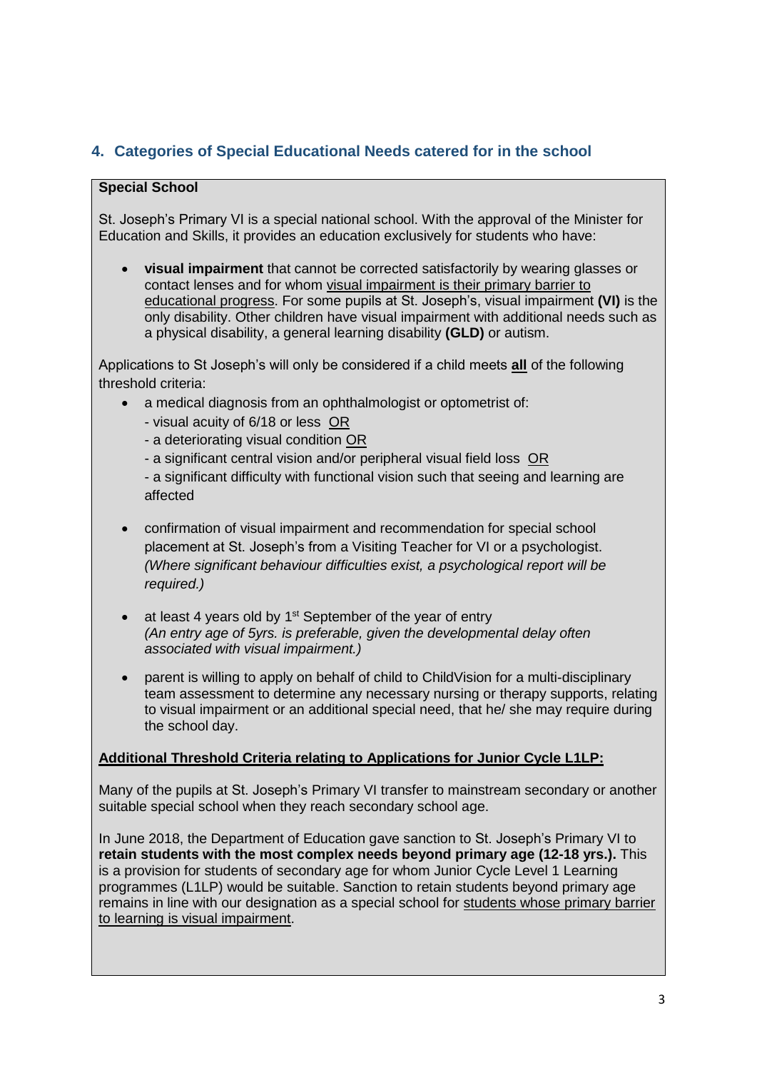## 4. Categories of Special Educational Needs catered for in the school

**Special School**

St. Joseph's Primary VI is a special national school. With the approval of the Minister for Education and Skills, it provides an education exclusively for students who have:

- **visual impairment** that cannot be corrected satisfactorily by wearing glasses or contact lenses and for whom visual impairment is their primary barrier to educational progress. For some pupils at St. Joseph's, visual impairment **(VI)** is the only disability. Other children have visual impairment with additional needs such as a physical disability, a general learning disability **(GLD)** or autism.

Applications to St Joseph's will only be considered if a child meets **all** of the following threshold criteria:

- a medical diagnosis from an ophthalmologist or optometrist of:
  - visual acuity of 6/18 or less OR
  - a deteriorating visual condition OR
  - a significant central vision and/or peripheral visual field loss OR
  - a significant difficulty with functional vision such that seeing and learning are affected

- confirmation of visual impairment and recommendation for special school placement at St. Joseph's from a Visiting Teacher for VI or a psychologist. *(Where significant behaviour difficulties exist, a psychological report will be required.)*

- at least 4 years old by 1st September of the year of entry *(An entry age of 5yrs. is preferable, given the developmental delay often associated with visual impairment.)*

- parent is willing to apply on behalf of child to ChildVision for a multi-disciplinary team assessment to determine any necessary nursing or therapy supports, relating to visual impairment or an additional special need, that he/ she may require during the school day.

**Additional Threshold Criteria relating to Applications for Junior Cycle L1LP:**

Many of the pupils at St. Joseph's Primary VI transfer to mainstream secondary or another suitable special school when they reach secondary school age.

In June 2018, the Department of Education gave sanction to St. Joseph's Primary VI to **retain students with the most complex needs beyond primary age (12-18 yrs.).** This is a provision for students of secondary age for whom Junior Cycle Level 1 Learning programmes (L1LP) would be suitable. Sanction to retain students beyond primary age remains in line with our designation as a special school for students whose primary barrier to learning is visual impairment.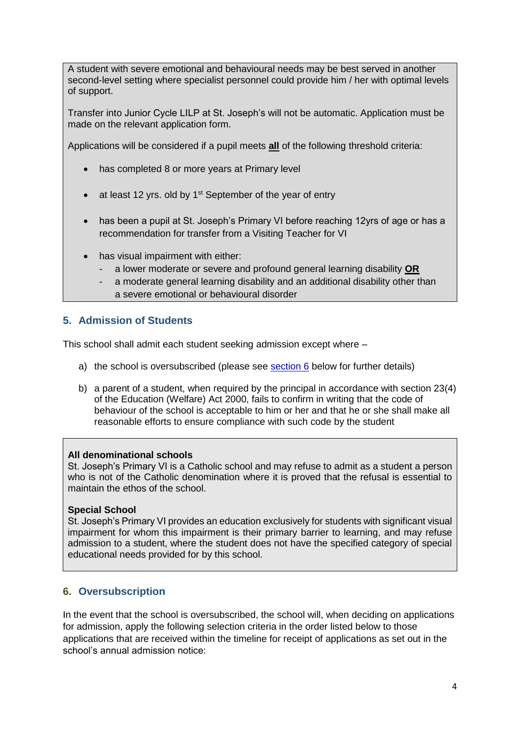A student with severe emotional and behavioural needs may be best served in another second-level setting where specialist personnel could provide him / her with optimal levels of support.

Transfer into Junior Cycle LILP at St. Joseph's will not be automatic. Application must be made on the relevant application form.

Applications will be considered if a pupil meets **all** of the following threshold criteria:

- has completed 8 or more years at Primary level
- at least 12 yrs. old by 1st September of the year of entry
- has been a pupil at St. Joseph's Primary VI before reaching 12yrs of age or has a recommendation for transfer from a Visiting Teacher for VI
- has visual impairment with either:
  - a lower moderate or severe and profound general learning disability **OR**
  - a moderate general learning disability and an additional disability other than a severe emotional or behavioural disorder

## 5. Admission of Students

This school shall admit each student seeking admission except where –

a) the school is oversubscribed (please see section 6 below for further details)

b) a parent of a student, when required by the principal in accordance with section 23(4) of the Education (Welfare) Act 2000, fails to confirm in writing that the code of behaviour of the school is acceptable to him or her and that he or she shall make all reasonable efforts to ensure compliance with such code by the student

**All denominational schools**
St. Joseph's Primary VI is a Catholic school and may refuse to admit as a student a person who is not of the Catholic denomination where it is proved that the refusal is essential to maintain the ethos of the school.

**Special School**
St. Joseph's Primary VI provides an education exclusively for students with significant visual impairment for whom this impairment is their primary barrier to learning, and may refuse admission to a student, where the student does not have the specified category of special educational needs provided for by this school.

## 6. Oversubscription

In the event that the school is oversubscribed, the school will, when deciding on applications for admission, apply the following selection criteria in the order listed below to those applications that are received within the timeline for receipt of applications as set out in the school's annual admission notice: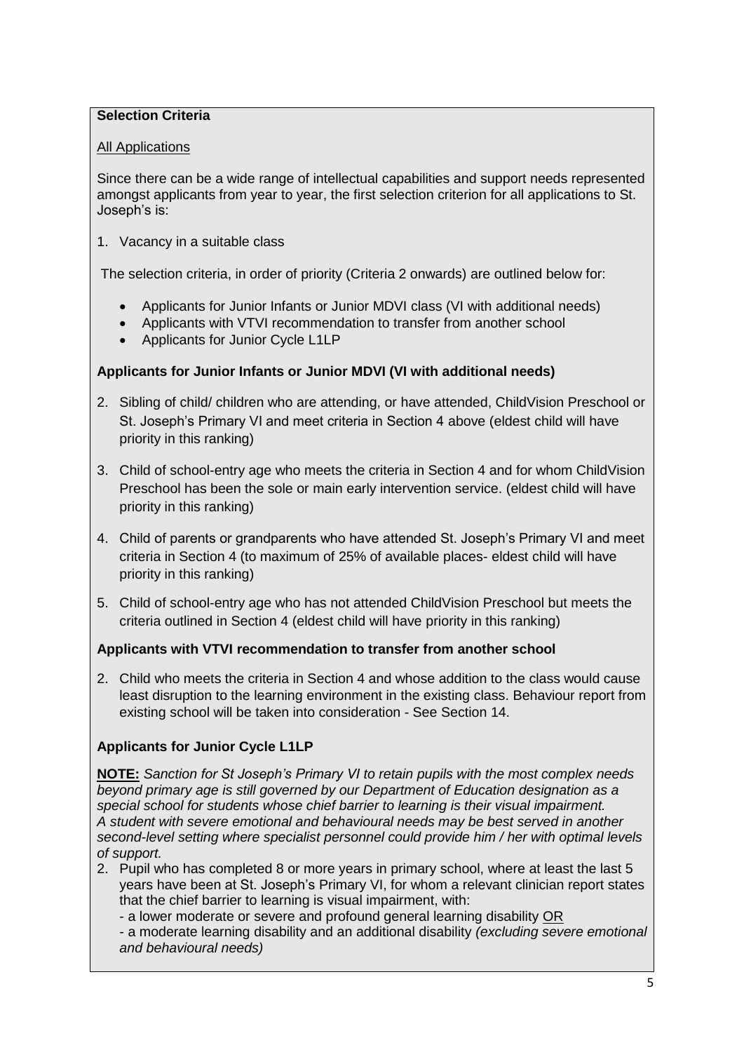**Selection Criteria**

All Applications

Since there can be a wide range of intellectual capabilities and support needs represented amongst applicants from year to year, the first selection criterion for all applications to St. Joseph's is:

1. Vacancy in a suitable class

The selection criteria, in order of priority (Criteria 2 onwards) are outlined below for:

- Applicants for Junior Infants or Junior MDVI class (VI with additional needs)
- Applicants with VTVI recommendation to transfer from another school
- Applicants for Junior Cycle L1LP

**Applicants for Junior Infants or Junior MDVI (VI with additional needs)**

2. Sibling of child/ children who are attending, or have attended, ChildVision Preschool or St. Joseph's Primary VI and meet criteria in Section 4 above (eldest child will have priority in this ranking)
3. Child of school-entry age who meets the criteria in Section 4 and for whom ChildVision Preschool has been the sole or main early intervention service. (eldest child will have priority in this ranking)
4. Child of parents or grandparents who have attended St. Joseph's Primary VI and meet criteria in Section 4 (to maximum of 25% of available places- eldest child will have priority in this ranking)
5. Child of school-entry age who has not attended ChildVision Preschool but meets the criteria outlined in Section 4 (eldest child will have priority in this ranking)

**Applicants with VTVI recommendation to transfer from another school**

2. Child who meets the criteria in Section 4 and whose addition to the class would cause least disruption to the learning environment in the existing class. Behaviour report from existing school will be taken into consideration - See Section 14.

**Applicants for Junior Cycle L1LP**

**NOTE:** *Sanction for St Joseph's Primary VI to retain pupils with the most complex needs beyond primary age is still governed by our Department of Education designation as a special school for students whose chief barrier to learning is their visual impairment. A student with severe emotional and behavioural needs may be best served in another second-level setting where specialist personnel could provide him / her with optimal levels of support.*

2. Pupil who has completed 8 or more years in primary school, where at least the last 5 years have been at St. Joseph's Primary VI, for whom a relevant clinician report states that the chief barrier to learning is visual impairment, with:
   - a lower moderate or severe and profound general learning disability OR
   - a moderate learning disability and an additional disability *(excluding severe emotional and behavioural needs)*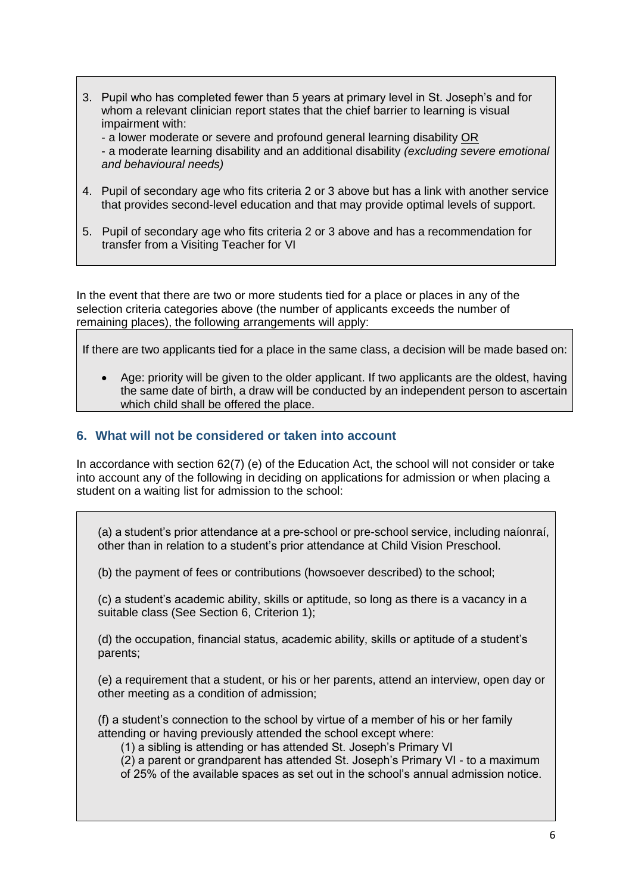3. Pupil who has completed fewer than 5 years at primary level in St. Joseph's and for whom a relevant clinician report states that the chief barrier to learning is visual impairment with:
   - a lower moderate or severe and profound general learning disability OR
   - a moderate learning disability and an additional disability *(excluding severe emotional and behavioural needs)*

4. Pupil of secondary age who fits criteria 2 or 3 above but has a link with another service that provides second-level education and that may provide optimal levels of support.

5. Pupil of secondary age who fits criteria 2 or 3 above and has a recommendation for transfer from a Visiting Teacher for VI

In the event that there are two or more students tied for a place or places in any of the selection criteria categories above (the number of applicants exceeds the number of remaining places), the following arrangements will apply:

If there are two applicants tied for a place in the same class, a decision will be made based on:

- Age: priority will be given to the older applicant. If two applicants are the oldest, having the same date of birth, a draw will be conducted by an independent person to ascertain which child shall be offered the place.

### 6. What will not be considered or taken into account

In accordance with section 62(7) (e) of the Education Act, the school will not consider or take into account any of the following in deciding on applications for admission or when placing a student on a waiting list for admission to the school:

(a) a student's prior attendance at a pre-school or pre-school service, including naíonraí, other than in relation to a student's prior attendance at Child Vision Preschool.

(b) the payment of fees or contributions (howsoever described) to the school;

(c) a student's academic ability, skills or aptitude, so long as there is a vacancy in a suitable class (See Section 6, Criterion 1);

(d) the occupation, financial status, academic ability, skills or aptitude of a student's parents;

(e) a requirement that a student, or his or her parents, attend an interview, open day or other meeting as a condition of admission;

(f) a student's connection to the school by virtue of a member of his or her family attending or having previously attended the school except where:
(1) a sibling is attending or has attended St. Joseph's Primary VI
(2) a parent or grandparent has attended St. Joseph's Primary VI - to a maximum of 25% of the available spaces as set out in the school's annual admission notice.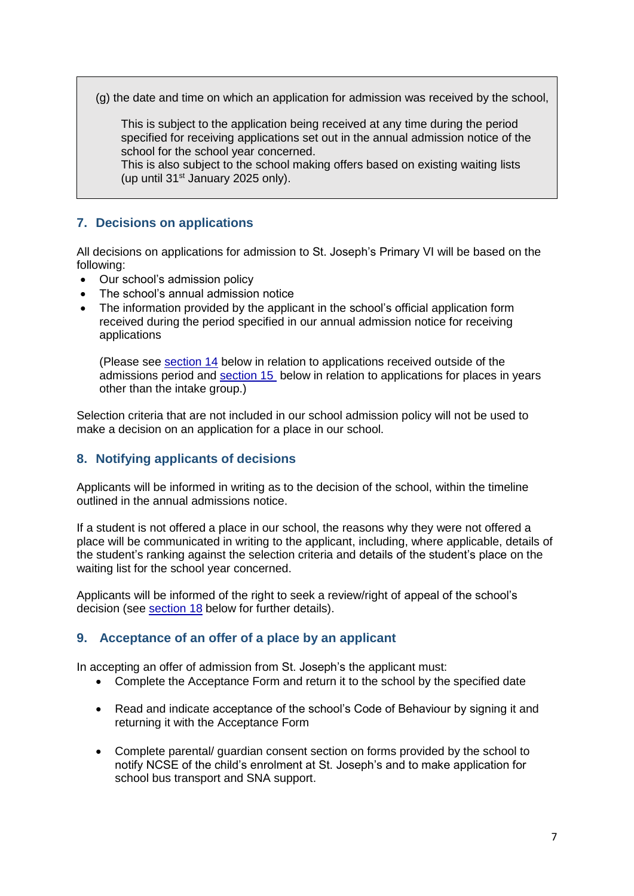(g) the date and time on which an application for admission was received by the school,

> This is subject to the application being received at any time during the period specified for receiving applications set out in the annual admission notice of the school for the school year concerned.
> This is also subject to the school making offers based on existing waiting lists (up until 31st January 2025 only).

## 7. Decisions on applications

All decisions on applications for admission to St. Joseph's Primary VI will be based on the following:

- Our school's admission policy
- The school's annual admission notice
- The information provided by the applicant in the school's official application form received during the period specified in our annual admission notice for receiving applications

  (Please see section 14 below in relation to applications received outside of the admissions period and section 15 below in relation to applications for places in years other than the intake group.)

Selection criteria that are not included in our school admission policy will not be used to make a decision on an application for a place in our school.

## 8. Notifying applicants of decisions

Applicants will be informed in writing as to the decision of the school, within the timeline outlined in the annual admissions notice.

If a student is not offered a place in our school, the reasons why they were not offered a place will be communicated in writing to the applicant, including, where applicable, details of the student's ranking against the selection criteria and details of the student's place on the waiting list for the school year concerned.

Applicants will be informed of the right to seek a review/right of appeal of the school's decision (see section 18 below for further details).

## 9. Acceptance of an offer of a place by an applicant

In accepting an offer of admission from St. Joseph's the applicant must:

- Complete the Acceptance Form and return it to the school by the specified date
- Read and indicate acceptance of the school's Code of Behaviour by signing it and returning it with the Acceptance Form
- Complete parental/ guardian consent section on forms provided by the school to notify NCSE of the child's enrolment at St. Joseph's and to make application for school bus transport and SNA support.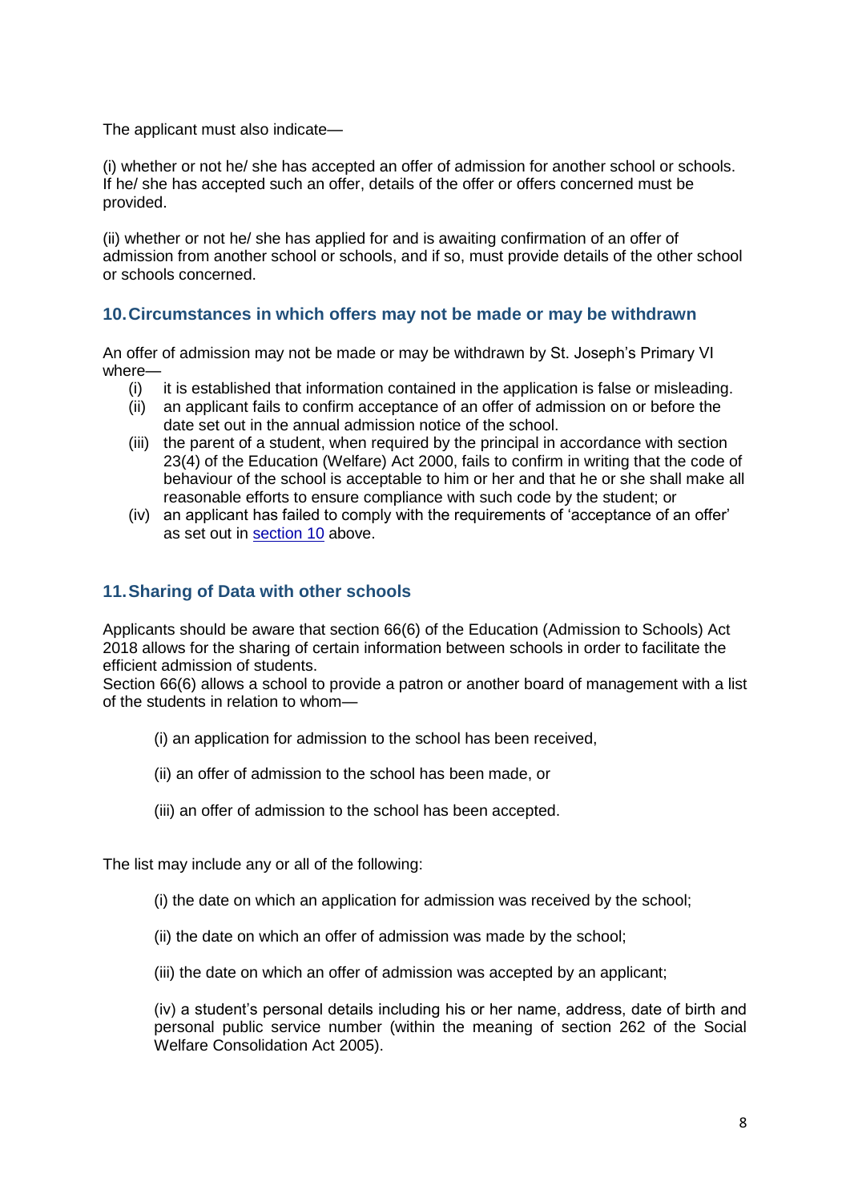The applicant must also indicate—

(i) whether or not he/ she has accepted an offer of admission for another school or schools. If he/ she has accepted such an offer, details of the offer or offers concerned must be provided.

(ii) whether or not he/ she has applied for and is awaiting confirmation of an offer of admission from another school or schools, and if so, must provide details of the other school or schools concerned.

## 10. Circumstances in which offers may not be made or may be withdrawn

An offer of admission may not be made or may be withdrawn by St. Joseph's Primary VI where—

- (i) it is established that information contained in the application is false or misleading.
- (ii) an applicant fails to confirm acceptance of an offer of admission on or before the date set out in the annual admission notice of the school.
- (iii) the parent of a student, when required by the principal in accordance with section 23(4) of the Education (Welfare) Act 2000, fails to confirm in writing that the code of behaviour of the school is acceptable to him or her and that he or she shall make all reasonable efforts to ensure compliance with such code by the student; or
- (iv) an applicant has failed to comply with the requirements of 'acceptance of an offer' as set out in section 10 above.

## 11. Sharing of Data with other schools

Applicants should be aware that section 66(6) of the Education (Admission to Schools) Act 2018 allows for the sharing of certain information between schools in order to facilitate the efficient admission of students.
Section 66(6) allows a school to provide a patron or another board of management with a list of the students in relation to whom—

(i) an application for admission to the school has been received,

(ii) an offer of admission to the school has been made, or

(iii) an offer of admission to the school has been accepted.

The list may include any or all of the following:

(i) the date on which an application for admission was received by the school;

(ii) the date on which an offer of admission was made by the school;

(iii) the date on which an offer of admission was accepted by an applicant;

(iv) a student's personal details including his or her name, address, date of birth and personal public service number (within the meaning of section 262 of the Social Welfare Consolidation Act 2005).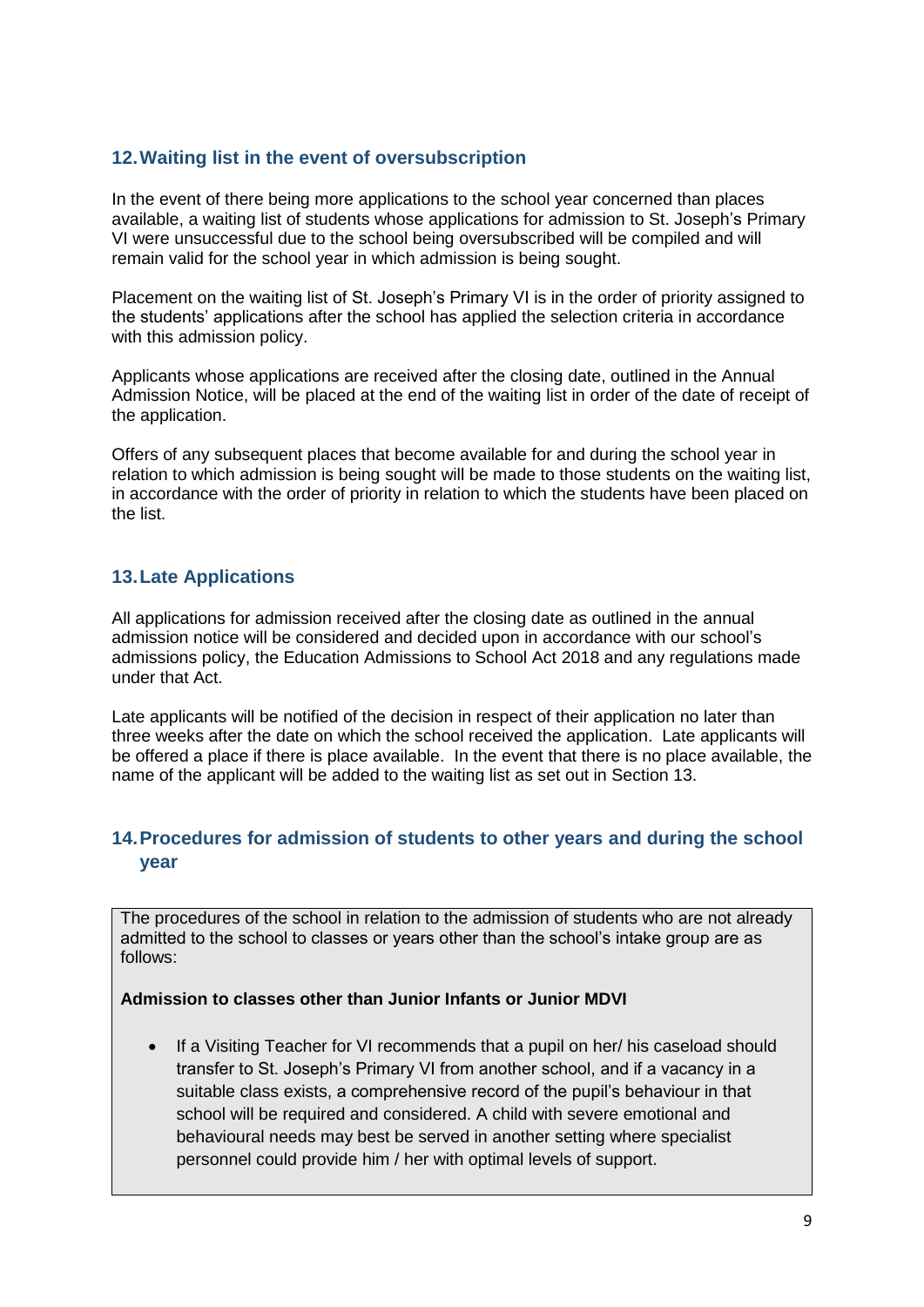## 12. Waiting list in the event of oversubscription

In the event of there being more applications to the school year concerned than places available, a waiting list of students whose applications for admission to St. Joseph's Primary VI were unsuccessful due to the school being oversubscribed will be compiled and will remain valid for the school year in which admission is being sought.

Placement on the waiting list of St. Joseph's Primary VI is in the order of priority assigned to the students' applications after the school has applied the selection criteria in accordance with this admission policy.

Applicants whose applications are received after the closing date, outlined in the Annual Admission Notice, will be placed at the end of the waiting list in order of the date of receipt of the application.

Offers of any subsequent places that become available for and during the school year in relation to which admission is being sought will be made to those students on the waiting list, in accordance with the order of priority in relation to which the students have been placed on the list.

## 13. Late Applications

All applications for admission received after the closing date as outlined in the annual admission notice will be considered and decided upon in accordance with our school's admissions policy, the Education Admissions to School Act 2018 and any regulations made under that Act.

Late applicants will be notified of the decision in respect of their application no later than three weeks after the date on which the school received the application. Late applicants will be offered a place if there is place available. In the event that there is no place available, the name of the applicant will be added to the waiting list as set out in Section 13.

## 14. Procedures for admission of students to other years and during the school year

The procedures of the school in relation to the admission of students who are not already admitted to the school to classes or years other than the school's intake group are as follows:

**Admission to classes other than Junior Infants or Junior MDVI**

- If a Visiting Teacher for VI recommends that a pupil on her/ his caseload should transfer to St. Joseph's Primary VI from another school, and if a vacancy in a suitable class exists, a comprehensive record of the pupil's behaviour in that school will be required and considered. A child with severe emotional and behavioural needs may best be served in another setting where specialist personnel could provide him / her with optimal levels of support.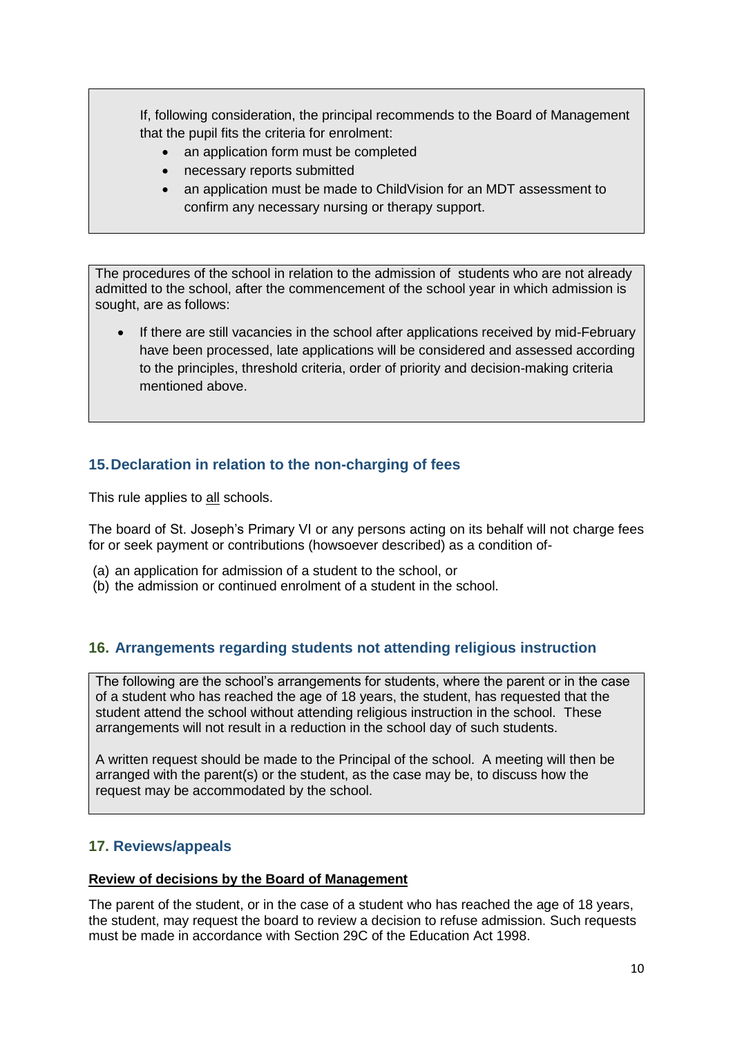If, following consideration, the principal recommends to the Board of Management that the pupil fits the criteria for enrolment:

- an application form must be completed
- necessary reports submitted
- an application must be made to ChildVision for an MDT assessment to confirm any necessary nursing or therapy support.

The procedures of the school in relation to the admission of students who are not already admitted to the school, after the commencement of the school year in which admission is sought, are as follows:

- If there are still vacancies in the school after applications received by mid-February have been processed, late applications will be considered and assessed according to the principles, threshold criteria, order of priority and decision-making criteria mentioned above.

## 15. Declaration in relation to the non-charging of fees

This rule applies to all schools.

The board of St. Joseph's Primary VI or any persons acting on its behalf will not charge fees for or seek payment or contributions (howsoever described) as a condition of-

(a) an application for admission of a student to the school, or
(b) the admission or continued enrolment of a student in the school.

## 16. Arrangements regarding students not attending religious instruction

The following are the school's arrangements for students, where the parent or in the case of a student who has reached the age of 18 years, the student, has requested that the student attend the school without attending religious instruction in the school. These arrangements will not result in a reduction in the school day of such students.

A written request should be made to the Principal of the school. A meeting will then be arranged with the parent(s) or the student, as the case may be, to discuss how the request may be accommodated by the school.

## 17. Reviews/appeals

**Review of decisions by the Board of Management**

The parent of the student, or in the case of a student who has reached the age of 18 years, the student, may request the board to review a decision to refuse admission. Such requests must be made in accordance with Section 29C of the Education Act 1998.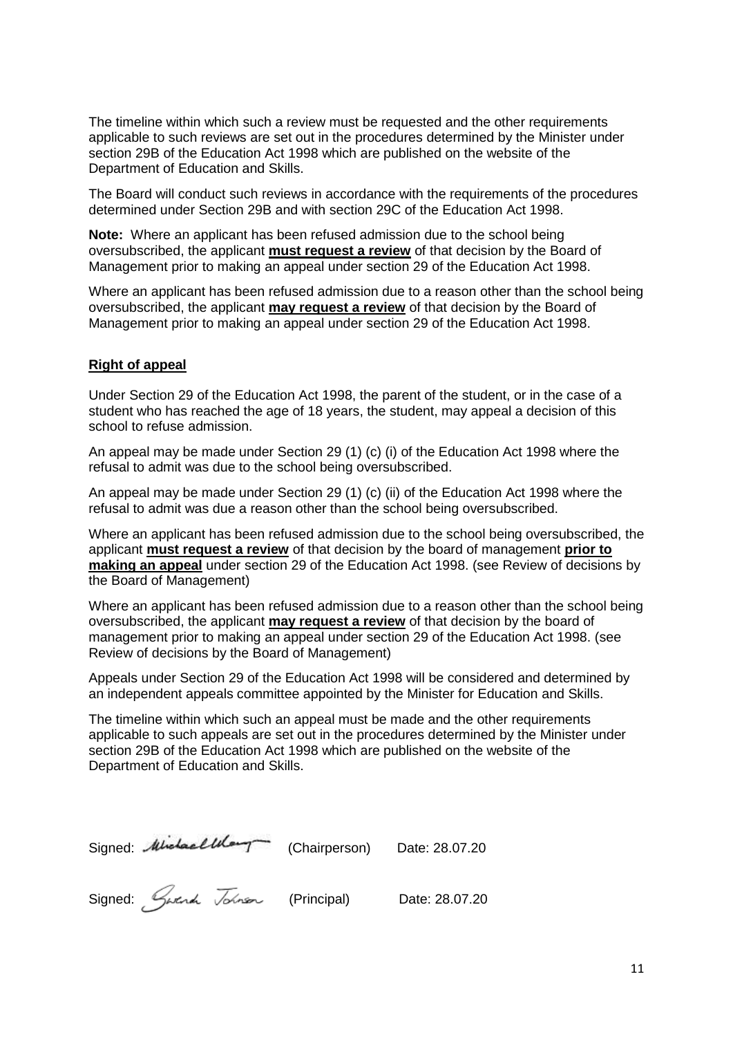The timeline within which such a review must be requested and the other requirements applicable to such reviews are set out in the procedures determined by the Minister under section 29B of the Education Act 1998 which are published on the website of the Department of Education and Skills.

The Board will conduct such reviews in accordance with the requirements of the procedures determined under Section 29B and with section 29C of the Education Act 1998.

**Note:** Where an applicant has been refused admission due to the school being oversubscribed, the applicant **must request a review** of that decision by the Board of Management prior to making an appeal under section 29 of the Education Act 1998.

Where an applicant has been refused admission due to a reason other than the school being oversubscribed, the applicant **may request a review** of that decision by the Board of Management prior to making an appeal under section 29 of the Education Act 1998.

## Right of appeal

Under Section 29 of the Education Act 1998, the parent of the student, or in the case of a student who has reached the age of 18 years, the student, may appeal a decision of this school to refuse admission.

An appeal may be made under Section 29 (1) (c) (i) of the Education Act 1998 where the refusal to admit was due to the school being oversubscribed.

An appeal may be made under Section 29 (1) (c) (ii) of the Education Act 1998 where the refusal to admit was due a reason other than the school being oversubscribed.

Where an applicant has been refused admission due to the school being oversubscribed, the applicant **must request a review** of that decision by the board of management **prior to making an appeal** under section 29 of the Education Act 1998. (see Review of decisions by the Board of Management)

Where an applicant has been refused admission due to a reason other than the school being oversubscribed, the applicant **may request a review** of that decision by the board of management prior to making an appeal under section 29 of the Education Act 1998. (see Review of decisions by the Board of Management)

Appeals under Section 29 of the Education Act 1998 will be considered and determined by an independent appeals committee appointed by the Minister for Education and Skills.

The timeline within which such an appeal must be made and the other requirements applicable to such appeals are set out in the procedures determined by the Minister under section 29B of the Education Act 1998 which are published on the website of the Department of Education and Skills.

Signed: Michael Whelan (Chairperson) Date: 28.07.20

Signed: Gerard Johnson (Principal) Date: 28.07.20